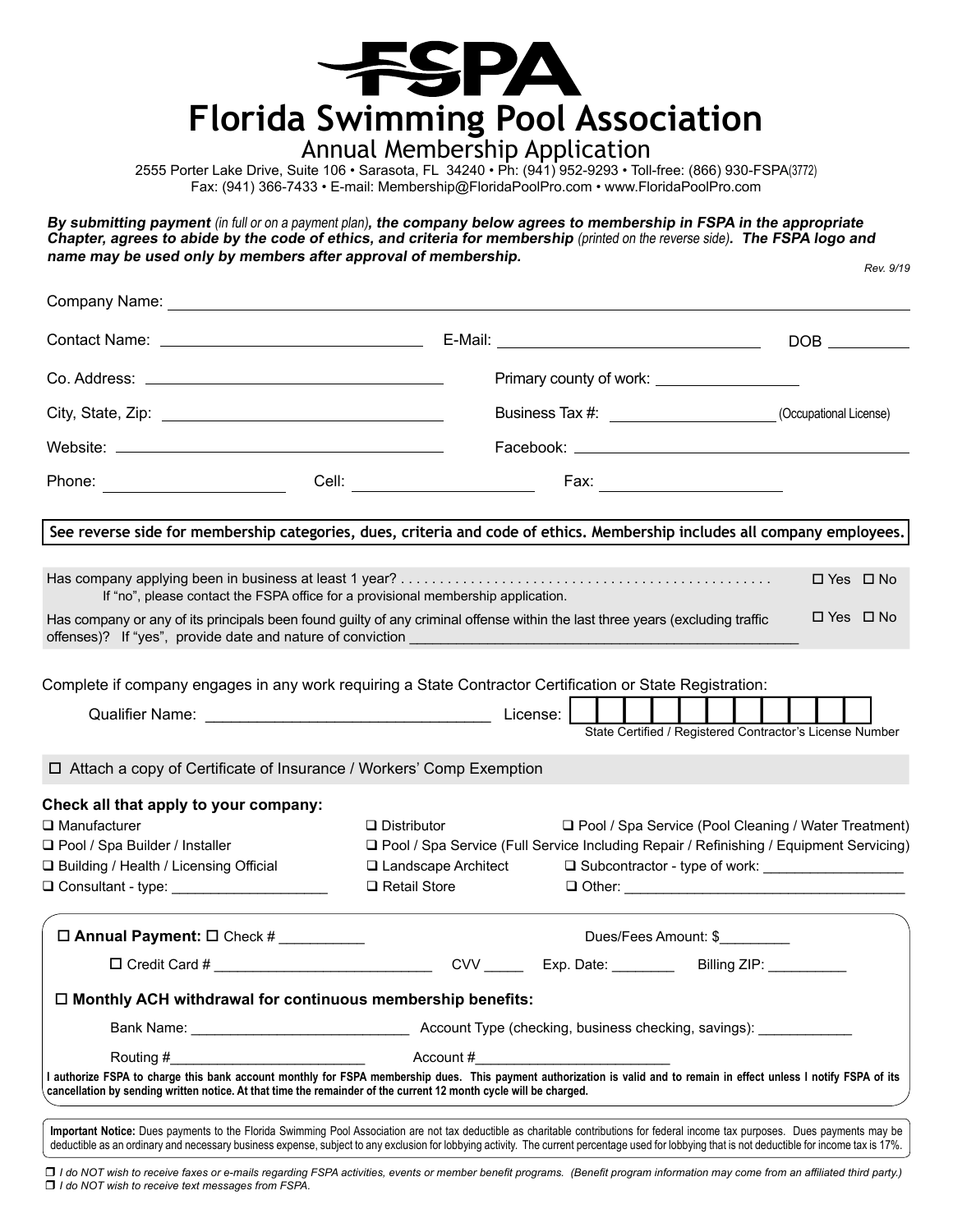# FSPA

## Florida Swimming Pool Association

### Annual Membership Application

2555 Porter Lake Drive, Suite 106 • Sarasota, FL 34240 • Ph: (941) 952-9293 • Toll-free: (866) 930-FSPA(3772)
Fax: (941) 366-7433 • E-mail: Membership@FloridaPoolPro.com • www.FloridaPoolPro.com

***By submitting payment** (in full or on a payment plan)**, the company below agrees to membership in FSPA in the appropriate Chapter, agrees to abide by the code of ethics, and criteria for membership** (printed on the reverse side)**. The FSPA logo and name may be used only by members after approval of membership.***

*Rev. 9/19*

Company Name: ______________________________

Contact Name: ______________________ E-Mail: ______________________ DOB __________

Co. Address: ______________________ Primary county of work: ______________

City, State, Zip: ______________________ Business Tax #: ______________ (Occupational License)

Website: ______________________ Facebook: ______________________

Phone: ______________ Cell: ______________ Fax: ______________

**See reverse side for membership categories, dues, criteria and code of ethics. Membership includes all company employees.**

Has company applying been in business at least 1 year? . . . . . . . . . . . . . . . . . . . . . . . . . . . . . . . . . . . . . . . . . . . . . . . ☐ Yes ☐ No
If "no", please contact the FSPA office for a provisional membership application.

Has company or any of its principals been found guilty of any criminal offense within the last three years (excluding traffic offenses)? If "yes", provide date and nature of conviction ______________________________ ☐ Yes ☐ No

Complete if company engages in any work requiring a State Contractor Certification or State Registration:

Qualifier Name: ______________________________ License: ______________
State Certified / Registered Contractor's License Number

☐ Attach a copy of Certificate of Insurance / Workers' Comp Exemption

**Check all that apply to your company:**

- ☐ Manufacturer
- ☐ Distributor
- ☐ Pool / Spa Service (Pool Cleaning / Water Treatment)
- ☐ Pool / Spa Builder / Installer
- ☐ Pool / Spa Service (Full Service Including Repair / Refinishing / Equipment Servicing)
- ☐ Building / Health / Licensing Official
- ☐ Landscape Architect
- ☐ Subcontractor - type of work: ______________
- ☐ Consultant - type: ______________
- ☐ Retail Store
- ☐ Other: ______________________________

☐ **Annual Payment:** ☐ Check # __________ Dues/Fees Amount: $________

☐ Credit Card # ______________________ CVV _____ Exp. Date: ________ Billing ZIP: __________

☐ **Monthly ACH withdrawal for continuous membership benefits:**

Bank Name: ______________________ Account Type (checking, business checking, savings): ____________

Routing #______________________ Account #______________________

**I authorize FSPA to charge this bank account monthly for FSPA membership dues. This payment authorization is valid and to remain in effect unless I notify FSPA of its cancellation by sending written notice. At that time the remainder of the current 12 month cycle will be charged.**

**Important Notice:** Dues payments to the Florida Swimming Pool Association are not tax deductible as charitable contributions for federal income tax purposes. Dues payments may be deductible as an ordinary and necessary business expense, subject to any exclusion for lobbying activity. The current percentage used for lobbying that is not deductible for income tax is 17%.

☐ *I do NOT wish to receive faxes or e-mails regarding FSPA activities, events or member benefit programs. (Benefit program information may come from an affiliated third party.)*
☐ *I do NOT wish to receive text messages from FSPA.*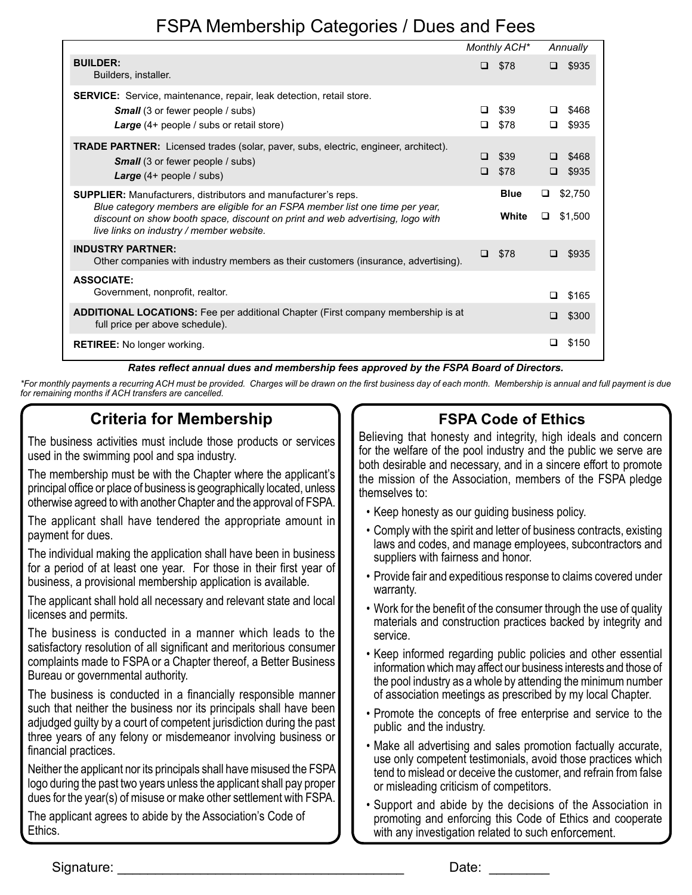# FSPA Membership Categories / Dues and Fees

| | Monthly ACH* | Annually |
|---|---|---|
| **BUILDER:** Builders, installer. | ❑ $78 | ❑ $935 |
| **SERVICE:** Service, maintenance, repair, leak detection, retail store. | | |
| ***Small*** (3 or fewer people / subs) | ❑ $39 | ❑ $468 |
| ***Large*** (4+ people / subs or retail store) | ❑ $78 | ❑ $935 |
| **TRADE PARTNER:** Licensed trades (solar, paver, subs, electric, engineer, architect). | | |
| ***Small*** (3 or fewer people / subs) | ❑ $39 | ❑ $468 |
| ***Large*** (4+ people / subs) | ❑ $78 | ❑ $935 |
| **SUPPLIER:** Manufacturers, distributors and manufacturer's reps. *Blue category members are eligible for an FSPA member list one time per year, discount on show booth space, discount on print and web advertising, logo with live links on industry / member website.* | **Blue** | ❑ $2,750 |
| | **White** | ❑ $1,500 |
| **INDUSTRY PARTNER:** Other companies with industry members as their customers (insurance, advertising). | ❑ $78 | ❑ $935 |
| **ASSOCIATE:** Government, nonprofit, realtor. | | ❑ $165 |
| **ADDITIONAL LOCATIONS:** Fee per additional Chapter (First company membership is at full price per above schedule). | | ❑ $300 |
| **RETIREE:** No longer working. | | ❑ $150 |

***Rates reflect annual dues and membership fees approved by the FSPA Board of Directors.***

**For monthly payments a recurring ACH must be provided. Charges will be drawn on the first business day of each month. Membership is annual and full payment is due for remaining months if ACH transfers are cancelled.*

## Criteria for Membership

The business activities must include those products or services used in the swimming pool and spa industry.

The membership must be with the Chapter where the applicant's principal office or place of business is geographically located, unless otherwise agreed to with another Chapter and the approval of FSPA.

The applicant shall have tendered the appropriate amount in payment for dues.

The individual making the application shall have been in business for a period of at least one year. For those in their first year of business, a provisional membership application is available.

The applicant shall hold all necessary and relevant state and local licenses and permits.

The business is conducted in a manner which leads to the satisfactory resolution of all significant and meritorious consumer complaints made to FSPA or a Chapter thereof, a Better Business Bureau or governmental authority.

The business is conducted in a financially responsible manner such that neither the business nor its principals shall have been adjudged guilty by a court of competent jurisdiction during the past three years of any felony or misdemeanor involving business or financial practices.

Neither the applicant nor its principals shall have misused the FSPA logo during the past two years unless the applicant shall pay proper dues for the year(s) of misuse or make other settlement with FSPA.

The applicant agrees to abide by the Association's Code of Ethics.

## FSPA Code of Ethics

Believing that honesty and integrity, high ideals and concern for the welfare of the pool industry and the public we serve are both desirable and necessary, and in a sincere effort to promote the mission of the Association, members of the FSPA pledge themselves to:

- Keep honesty as our guiding business policy.
- Comply with the spirit and letter of business contracts, existing laws and codes, and manage employees, subcontractors and suppliers with fairness and honor.
- Provide fair and expeditious response to claims covered under warranty.
- Work for the benefit of the consumer through the use of quality materials and construction practices backed by integrity and service.
- Keep informed regarding public policies and other essential information which may affect our business interests and those of the pool industry as a whole by attending the minimum number of association meetings as prescribed by my local Chapter.
- Promote the concepts of free enterprise and service to the public and the industry.
- Make all advertising and sales promotion factually accurate, use only competent testimonials, avoid those practices which tend to mislead or deceive the customer, and refrain from false or misleading criticism of competitors.
- Support and abide by the decisions of the Association in promoting and enforcing this Code of Ethics and cooperate with any investigation related to such enforcement.

Signature: ____________________________________ Date: ________